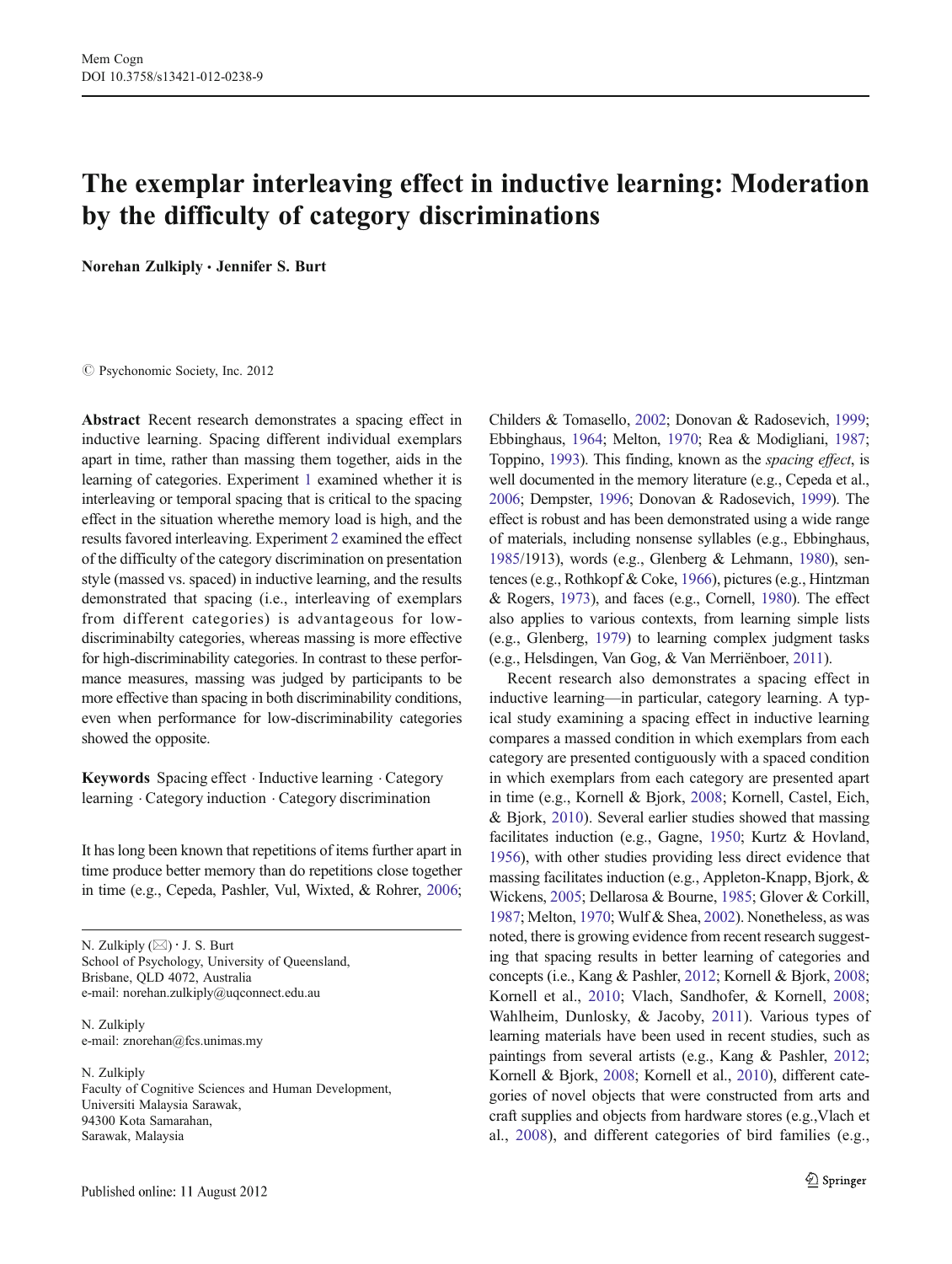# The exemplar interleaving effect in inductive learning: Moderation by the difficulty of category discriminations

**Norehan Zulkiply · Jennifer S. Burt**

© Psychonomic Society, Inc. 2012

**Abstract** Recent research demonstrates a spacing effect in inductive learning. Spacing different individual exemplars apart in time, rather than massing them together, aids in the learning of categories. Experiment 1 examined whether it is interleaving or temporal spacing that is critical to the spacing effect in the situation wherethe memory load is high, and the results favored interleaving. Experiment 2 examined the effect of the difficulty of the category discrimination on presentation style (massed vs. spaced) in inductive learning, and the results demonstrated that spacing (i.e., interleaving of exemplars from different categories) is advantageous for low-discriminabilty categories, whereas massing is more effective for high-discriminability categories. In contrast to these performance measures, massing was judged by participants to be more effective than spacing in both discriminability conditions, even when performance for low-discriminability categories showed the opposite.

**Keywords** Spacing effect · Inductive learning · Category learning · Category induction · Category discrimination

It has long been known that repetitions of items further apart in time produce better memory than do repetitions close together in time (e.g., Cepeda, Pashler, Vul, Wixted, & Rohrer, 2006; Childers & Tomasello, 2002; Donovan & Radosevich, 1999; Ebbinghaus, 1964; Melton, 1970; Rea & Modigliani, 1987; Toppino, 1993). This finding, known as the *spacing effect*, is well documented in the memory literature (e.g., Cepeda et al., 2006; Dempster, 1996; Donovan & Radosevich, 1999). The effect is robust and has been demonstrated using a wide range of materials, including nonsense syllables (e.g., Ebbinghaus, 1985/1913), words (e.g., Glenberg & Lehmann, 1980), sentences (e.g., Rothkopf & Coke, 1966), pictures (e.g., Hintzman & Rogers, 1973), and faces (e.g., Cornell, 1980). The effect also applies to various contexts, from learning simple lists (e.g., Glenberg, 1979) to learning complex judgment tasks (e.g., Helsdingen, Van Gog, & Van Merriënboer, 2011).

Recent research also demonstrates a spacing effect in inductive learning—in particular, category learning. A typical study examining a spacing effect in inductive learning compares a massed condition in which exemplars from each category are presented contiguously with a spaced condition in which exemplars from each category are presented apart in time (e.g., Kornell & Bjork, 2008; Kornell, Castel, Eich, & Bjork, 2010). Several earlier studies showed that massing facilitates induction (e.g., Gagne, 1950; Kurtz & Hovland, 1956), with other studies providing less direct evidence that massing facilitates induction (e.g., Appleton-Knapp, Bjork, & Wickens, 2005; Dellarosa & Bourne, 1985; Glover & Corkill, 1987; Melton, 1970; Wulf & Shea, 2002). Nonetheless, as was noted, there is growing evidence from recent research suggesting that spacing results in better learning of categories and concepts (i.e., Kang & Pashler, 2012; Kornell & Bjork, 2008; Kornell et al., 2010; Vlach, Sandhofer, & Kornell, 2008; Wahlheim, Dunlosky, & Jacoby, 2011). Various types of learning materials have been used in recent studies, such as paintings from several artists (e.g., Kang & Pashler, 2012; Kornell & Bjork, 2008; Kornell et al., 2010), different categories of novel objects that were constructed from arts and craft supplies and objects from hardware stores (e.g.,Vlach et al., 2008), and different categories of bird families (e.g.,

N. Zulkiply (✉) · J. S. Burt
School of Psychology, University of Queensland,
Brisbane, QLD 4072, Australia
e-mail: norehan.zulkiply@uqconnect.edu.au

N. Zulkiply
e-mail: znorehan@fcs.unimas.my

N. Zulkiply
Faculty of Cognitive Sciences and Human Development,
Universiti Malaysia Sarawak,
94300 Kota Samarahan,
Sarawak, Malaysia

Published online: 11 August 2012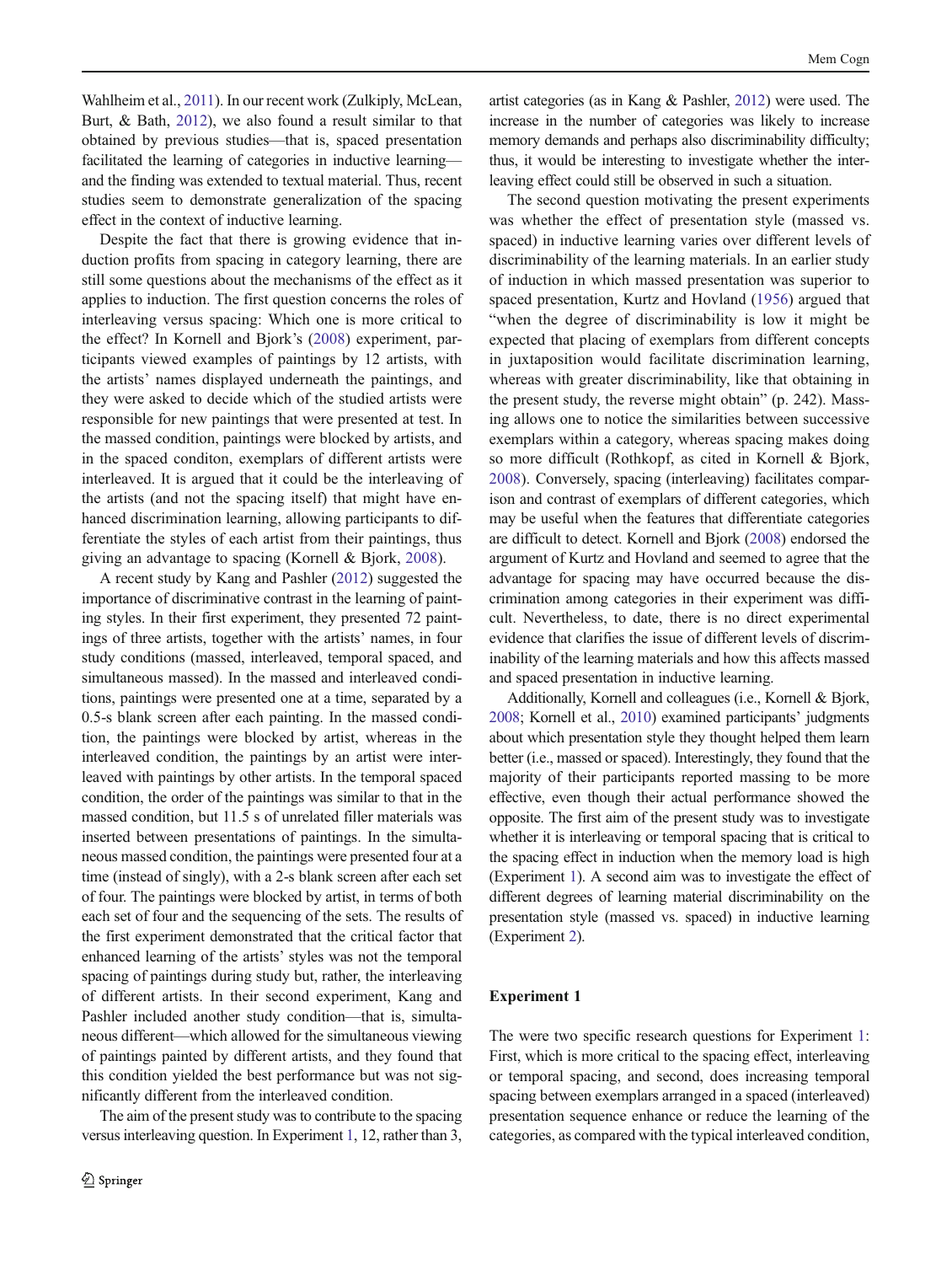Wahlheim et al., 2011). In our recent work (Zulkiply, McLean, Burt, & Bath, 2012), we also found a result similar to that obtained by previous studies—that is, spaced presentation facilitated the learning of categories in inductive learning—and the finding was extended to textual material. Thus, recent studies seem to demonstrate generalization of the spacing effect in the context of inductive learning.

Despite the fact that there is growing evidence that induction profits from spacing in category learning, there are still some questions about the mechanisms of the effect as it applies to induction. The first question concerns the roles of interleaving versus spacing: Which one is more critical to the effect? In Kornell and Bjork's (2008) experiment, participants viewed examples of paintings by 12 artists, with the artists' names displayed underneath the paintings, and they were asked to decide which of the studied artists were responsible for new paintings that were presented at test. In the massed condition, paintings were blocked by artists, and in the spaced conditon, exemplars of different artists were interleaved. It is argued that it could be the interleaving of the artists (and not the spacing itself) that might have enhanced discrimination learning, allowing participants to differentiate the styles of each artist from their paintings, thus giving an advantage to spacing (Kornell & Bjork, 2008).

A recent study by Kang and Pashler (2012) suggested the importance of discriminative contrast in the learning of painting styles. In their first experiment, they presented 72 paintings of three artists, together with the artists' names, in four study conditions (massed, interleaved, temporal spaced, and simultaneous massed). In the massed and interleaved conditions, paintings were presented one at a time, separated by a 0.5-s blank screen after each painting. In the massed condition, the paintings were blocked by artist, whereas in the interleaved condition, the paintings by an artist were interleaved with paintings by other artists. In the temporal spaced condition, the order of the paintings was similar to that in the massed condition, but 11.5 s of unrelated filler materials was inserted between presentations of paintings. In the simultaneous massed condition, the paintings were presented four at a time (instead of singly), with a 2-s blank screen after each set of four. The paintings were blocked by artist, in terms of both each set of four and the sequencing of the sets. The results of the first experiment demonstrated that the critical factor that enhanced learning of the artists' styles was not the temporal spacing of paintings during study but, rather, the interleaving of different artists. In their second experiment, Kang and Pashler included another study condition—that is, simultaneous different—which allowed for the simultaneous viewing of paintings painted by different artists, and they found that this condition yielded the best performance but was not significantly different from the interleaved condition.

The aim of the present study was to contribute to the spacing versus interleaving question. In Experiment 1, 12, rather than 3, artist categories (as in Kang & Pashler, 2012) were used. The increase in the number of categories was likely to increase memory demands and perhaps also discriminability difficulty; thus, it would be interesting to investigate whether the interleaving effect could still be observed in such a situation.

The second question motivating the present experiments was whether the effect of presentation style (massed vs. spaced) in inductive learning varies over different levels of discriminability of the learning materials. In an earlier study of induction in which massed presentation was superior to spaced presentation, Kurtz and Hovland (1956) argued that "when the degree of discriminability is low it might be expected that placing of exemplars from different concepts in juxtaposition would facilitate discrimination learning, whereas with greater discriminability, like that obtaining in the present study, the reverse might obtain" (p. 242). Massing allows one to notice the similarities between successive exemplars within a category, whereas spacing makes doing so more difficult (Rothkopf, as cited in Kornell & Bjork, 2008). Conversely, spacing (interleaving) facilitates comparison and contrast of exemplars of different categories, which may be useful when the features that differentiate categories are difficult to detect. Kornell and Bjork (2008) endorsed the argument of Kurtz and Hovland and seemed to agree that the advantage for spacing may have occurred because the discrimination among categories in their experiment was difficult. Nevertheless, to date, there is no direct experimental evidence that clarifies the issue of different levels of discriminability of the learning materials and how this affects massed and spaced presentation in inductive learning.

Additionally, Kornell and colleagues (i.e., Kornell & Bjork, 2008; Kornell et al., 2010) examined participants' judgments about which presentation style they thought helped them learn better (i.e., massed or spaced). Interestingly, they found that the majority of their participants reported massing to be more effective, even though their actual performance showed the opposite. The first aim of the present study was to investigate whether it is interleaving or temporal spacing that is critical to the spacing effect in induction when the memory load is high (Experiment 1). A second aim was to investigate the effect of different degrees of learning material discriminability on the presentation style (massed vs. spaced) in inductive learning (Experiment 2).

## Experiment 1

The were two specific research questions for Experiment 1: First, which is more critical to the spacing effect, interleaving or temporal spacing, and second, does increasing temporal spacing between exemplars arranged in a spaced (interleaved) presentation sequence enhance or reduce the learning of the categories, as compared with the typical interleaved condition,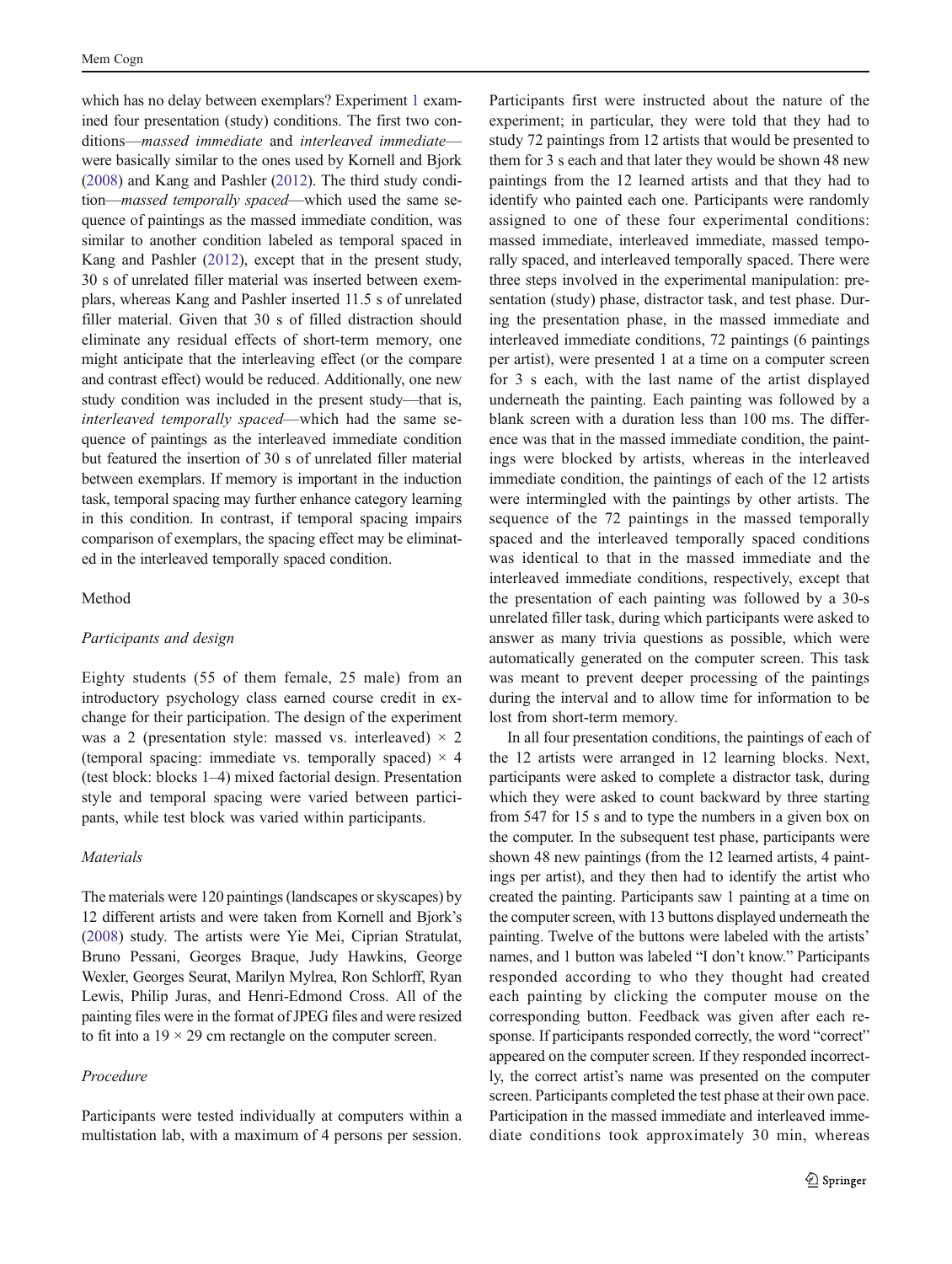which has no delay between exemplars? Experiment 1 examined four presentation (study) conditions. The first two conditions—*massed immediate* and *interleaved immediate*—were basically similar to the ones used by Kornell and Bjork (2008) and Kang and Pashler (2012). The third study condition—*massed temporally spaced*—which used the same sequence of paintings as the massed immediate condition, was similar to another condition labeled as temporal spaced in Kang and Pashler (2012), except that in the present study, 30 s of unrelated filler material was inserted between exemplars, whereas Kang and Pashler inserted 11.5 s of unrelated filler material. Given that 30 s of filled distraction should eliminate any residual effects of short-term memory, one might anticipate that the interleaving effect (or the compare and contrast effect) would be reduced. Additionally, one new study condition was included in the present study—that is, *interleaved temporally spaced*—which had the same sequence of paintings as the interleaved immediate condition but featured the insertion of 30 s of unrelated filler material between exemplars. If memory is important in the induction task, temporal spacing may further enhance category learning in this condition. In contrast, if temporal spacing impairs comparison of exemplars, the spacing effect may be eliminated in the interleaved temporally spaced condition.

## Method

### *Participants and design*

Eighty students (55 of them female, 25 male) from an introductory psychology class earned course credit in exchange for their participation. The design of the experiment was a 2 (presentation style: massed vs. interleaved) × 2 (temporal spacing: immediate vs. temporally spaced) × 4 (test block: blocks 1–4) mixed factorial design. Presentation style and temporal spacing were varied between participants, while test block was varied within participants.

### *Materials*

The materials were 120 paintings (landscapes or skyscapes) by 12 different artists and were taken from Kornell and Bjork's (2008) study. The artists were Yie Mei, Ciprian Stratulat, Bruno Pessani, Georges Braque, Judy Hawkins, George Wexler, Georges Seurat, Marilyn Mylrea, Ron Schlorff, Ryan Lewis, Philip Juras, and Henri-Edmond Cross. All of the painting files were in the format of JPEG files and were resized to fit into a 19 × 29 cm rectangle on the computer screen.

### *Procedure*

Participants were tested individually at computers within a multistation lab, with a maximum of 4 persons per session. Participants first were instructed about the nature of the experiment; in particular, they were told that they had to study 72 paintings from 12 artists that would be presented to them for 3 s each and that later they would be shown 48 new paintings from the 12 learned artists and that they had to identify who painted each one. Participants were randomly assigned to one of these four experimental conditions: massed immediate, interleaved immediate, massed temporally spaced, and interleaved temporally spaced. There were three steps involved in the experimental manipulation: presentation (study) phase, distractor task, and test phase. During the presentation phase, in the massed immediate and interleaved immediate conditions, 72 paintings (6 paintings per artist), were presented 1 at a time on a computer screen for 3 s each, with the last name of the artist displayed underneath the painting. Each painting was followed by a blank screen with a duration less than 100 ms. The difference was that in the massed immediate condition, the paintings were blocked by artists, whereas in the interleaved immediate condition, the paintings of each of the 12 artists were intermingled with the paintings by other artists. The sequence of the 72 paintings in the massed temporally spaced and the interleaved temporally spaced conditions was identical to that in the massed immediate and the interleaved immediate conditions, respectively, except that the presentation of each painting was followed by a 30-s unrelated filler task, during which participants were asked to answer as many trivia questions as possible, which were automatically generated on the computer screen. This task was meant to prevent deeper processing of the paintings during the interval and to allow time for information to be lost from short-term memory.

In all four presentation conditions, the paintings of each of the 12 artists were arranged in 12 learning blocks. Next, participants were asked to complete a distractor task, during which they were asked to count backward by three starting from 547 for 15 s and to type the numbers in a given box on the computer. In the subsequent test phase, participants were shown 48 new paintings (from the 12 learned artists, 4 paintings per artist), and they then had to identify the artist who created the painting. Participants saw 1 painting at a time on the computer screen, with 13 buttons displayed underneath the painting. Twelve of the buttons were labeled with the artists' names, and 1 button was labeled "I don't know." Participants responded according to who they thought had created each painting by clicking the computer mouse on the corresponding button. Feedback was given after each response. If participants responded correctly, the word "correct" appeared on the computer screen. If they responded incorrectly, the correct artist's name was presented on the computer screen. Participants completed the test phase at their own pace. Participation in the massed immediate and interleaved immediate conditions took approximately 30 min, whereas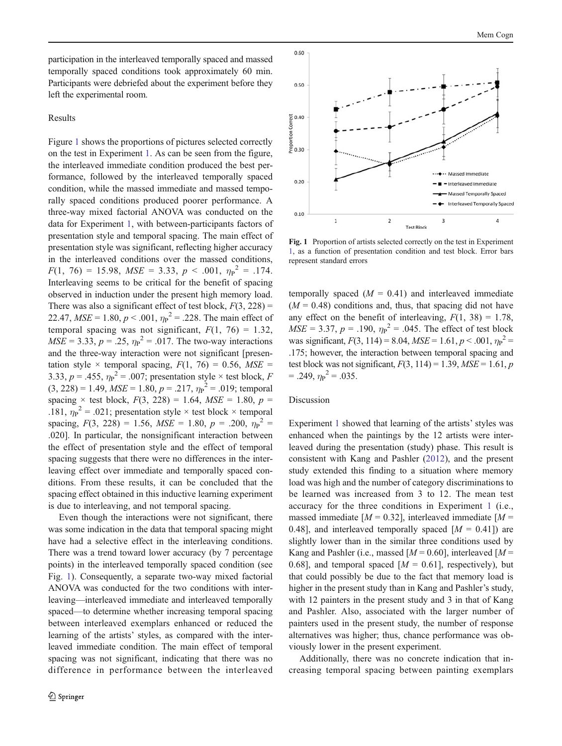participation in the interleaved temporally spaced and massed temporally spaced conditions took approximately 60 min. Participants were debriefed about the experiment before they left the experimental room.

### Results

Figure 1 shows the proportions of pictures selected correctly on the test in Experiment 1. As can be seen from the figure, the interleaved immediate condition produced the best performance, followed by the interleaved temporally spaced condition, while the massed immediate and massed temporally spaced conditions produced poorer performance. A three-way mixed factorial ANOVA was conducted on the data for Experiment 1, with between-participants factors of presentation style and temporal spacing. The main effect of presentation style was significant, reflecting higher accuracy in the interleaved conditions over the massed conditions, $F(1,\ 76) = 15.98$, $MSE = 3.33$, $p < .001$, $\eta_P^2 = .174$. Interleaving seems to be critical for the benefit of spacing observed in induction under the present high memory load. There was also a significant effect of test block, $F(3, 228) = 22.47$, $MSE = 1.80$, $p < .001$, $\eta_P^2 = .228$. The main effect of temporal spacing was not significant, $F(1,\ 76) = 1.32$, $MSE = 3.33$, $p = .25$, $\eta_P^2 = .017$. The two-way interactions and the three-way interaction were not significant [presentation style × temporal spacing, $F(1,\ 76) = 0.56$, $MSE = 3.33$, $p = .455$, $\eta_P^2 = .007$; presentation style × test block, $F(3, 228) = 1.49$, $MSE = 1.80$, $p = .217$, $\eta_P^2 = .019$; temporal spacing × test block, $F(3,\ 228) = 1.64$, $MSE = 1.80$, $p = .181$, $\eta_P^2 = .021$; presentation style × test block × temporal spacing, $F(3,\ 228) = 1.56$, $MSE = 1.80$, $p = .200$, $\eta_P^2 = .020$]. In particular, the nonsignificant interaction between the effect of presentation style and the effect of temporal spacing suggests that there were no differences in the interleaving effect over immediate and temporally spaced conditions. From these results, it can be concluded that the spacing effect obtained in this inductive learning experiment is due to interleaving, and not temporal spacing.

Even though the interactions were not significant, there was some indication in the data that temporal spacing might have had a selective effect in the interleaving conditions. There was a trend toward lower accuracy (by 7 percentage points) in the interleaved temporally spaced condition (see Fig. 1). Consequently, a separate two-way mixed factorial ANOVA was conducted for the two conditions with interleaving—interleaved immediate and interleaved temporally spaced—to determine whether increasing temporal spacing between interleaved exemplars enhanced or reduced the learning of the artists' styles, as compared with the interleaved immediate condition. The main effect of temporal spacing was not significant, indicating that there was no difference in performance between the interleaved temporally spaced ($M = 0.41$) and interleaved immediate ($M = 0.48$) conditions and, thus, that spacing did not have any effect on the benefit of interleaving, $F(1,\ 38) = 1.78$, $MSE = 3.37$, $p = .190$, $\eta_P^2 = .045$. The effect of test block was significant, $F(3, 114) = 8.04$, $MSE = 1.61$, $p < .001$, $\eta_P^2 = .175$; however, the interaction between temporal spacing and test block was not significant, $F(3, 114) = 1.39$, $MSE = 1.61$, $p = .249$, $\eta_P^2 = .035$.

**Fig. 1** Proportion of artists selected correctly on the test in Experiment 1, as a function of presentation condition and test block. Error bars represent standard errors

### Discussion

Experiment 1 showed that learning of the artists' styles was enhanced when the paintings by the 12 artists were interleaved during the presentation (study) phase. This result is consistent with Kang and Pashler (2012), and the present study extended this finding to a situation where memory load was high and the number of category discriminations to be learned was increased from 3 to 12. The mean test accuracy for the three conditions in Experiment 1 (i.e., massed immediate [$M = 0.32$], interleaved immediate [$M = 0.48$], and interleaved temporally spaced [$M = 0.41$]) are slightly lower than in the similar three conditions used by Kang and Pashler (i.e., massed [$M = 0.60$], interleaved [$M = 0.68$], and temporal spaced [$M = 0.61$], respectively), but that could possibly be due to the fact that memory load is higher in the present study than in Kang and Pashler's study, with 12 painters in the present study and 3 in that of Kang and Pashler. Also, associated with the larger number of painters used in the present study, the number of response alternatives was higher; thus, chance performance was obviously lower in the present experiment.

Additionally, there was no concrete indication that increasing temporal spacing between painting exemplars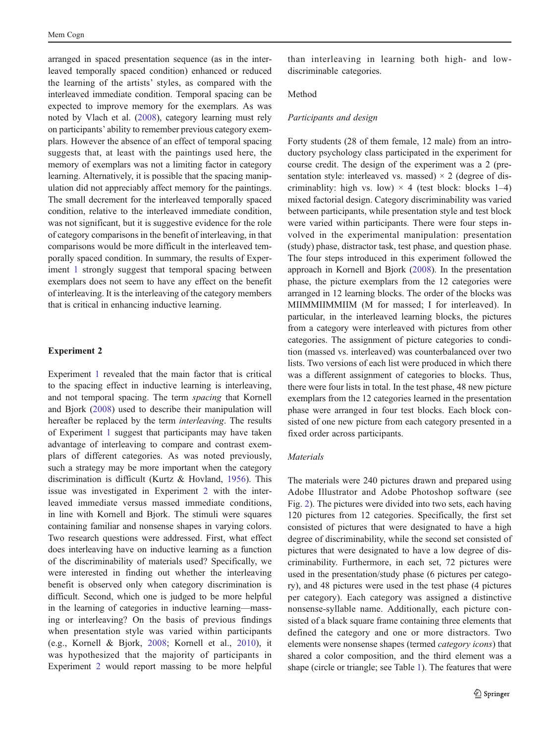arranged in spaced presentation sequence (as in the interleaved temporally spaced condition) enhanced or reduced the learning of the artists' styles, as compared with the interleaved immediate condition. Temporal spacing can be expected to improve memory for the exemplars. As was noted by Vlach et al. (2008), category learning must rely on participants' ability to remember previous category exemplars. However the absence of an effect of temporal spacing suggests that, at least with the paintings used here, the memory of exemplars was not a limiting factor in category learning. Alternatively, it is possible that the spacing manipulation did not appreciably affect memory for the paintings. The small decrement for the interleaved temporally spaced condition, relative to the interleaved immediate condition, was not significant, but it is suggestive evidence for the role of category comparisons in the benefit of interleaving, in that comparisons would be more difficult in the interleaved temporally spaced condition. In summary, the results of Experiment 1 strongly suggest that temporal spacing between exemplars does not seem to have any effect on the benefit of interleaving. It is the interleaving of the category members that is critical in enhancing inductive learning.

## Experiment 2

Experiment 1 revealed that the main factor that is critical to the spacing effect in inductive learning is interleaving, and not temporal spacing. The term *spacing* that Kornell and Bjork (2008) used to describe their manipulation will hereafter be replaced by the term *interleaving*. The results of Experiment 1 suggest that participants may have taken advantage of interleaving to compare and contrast exemplars of different categories. As was noted previously, such a strategy may be more important when the category discrimination is difficult (Kurtz & Hovland, 1956). This issue was investigated in Experiment 2 with the interleaved immediate versus massed immediate conditions, in line with Kornell and Bjork. The stimuli were squares containing familiar and nonsense shapes in varying colors. Two research questions were addressed. First, what effect does interleaving have on inductive learning as a function of the discriminability of materials used? Specifically, we were interested in finding out whether the interleaving benefit is observed only when category discrimination is difficult. Second, which one is judged to be more helpful in the learning of categories in inductive learning—massing or interleaving? On the basis of previous findings when presentation style was varied within participants (e.g., Kornell & Bjork, 2008; Kornell et al., 2010), it was hypothesized that the majority of participants in Experiment 2 would report massing to be more helpful than interleaving in learning both high- and low-discriminable categories.

### Method

#### *Participants and design*

Forty students (28 of them female, 12 male) from an introductory psychology class participated in the experiment for course credit. The design of the experiment was a 2 (presentation style: interleaved vs. massed) × 2 (degree of discriminablity: high vs. low) × 4 (test block: blocks 1–4) mixed factorial design. Category discriminability was varied between participants, while presentation style and test block were varied within participants. There were four steps involved in the experimental manipulation: presentation (study) phase, distractor task, test phase, and question phase. The four steps introduced in this experiment followed the approach in Kornell and Bjork (2008). In the presentation phase, the picture exemplars from the 12 categories were arranged in 12 learning blocks. The order of the blocks was MIIMMIIMMIIM (M for massed; I for interleaved). In particular, in the interleaved learning blocks, the pictures from a category were interleaved with pictures from other categories. The assignment of picture categories to condition (massed vs. interleaved) was counterbalanced over two lists. Two versions of each list were produced in which there was a different assignment of categories to blocks. Thus, there were four lists in total. In the test phase, 48 new picture exemplars from the 12 categories learned in the presentation phase were arranged in four test blocks. Each block consisted of one new picture from each category presented in a fixed order across participants.

#### *Materials*

The materials were 240 pictures drawn and prepared using Adobe Illustrator and Adobe Photoshop software (see Fig. 2). The pictures were divided into two sets, each having 120 pictures from 12 categories. Specifically, the first set consisted of pictures that were designated to have a high degree of discriminability, while the second set consisted of pictures that were designated to have a low degree of discriminability. Furthermore, in each set, 72 pictures were used in the presentation/study phase (6 pictures per category), and 48 pictures were used in the test phase (4 pictures per category). Each category was assigned a distinctive nonsense-syllable name. Additionally, each picture consisted of a black square frame containing three elements that defined the category and one or more distractors. Two elements were nonsense shapes (termed *category icons*) that shared a color composition, and the third element was a shape (circle or triangle; see Table 1). The features that were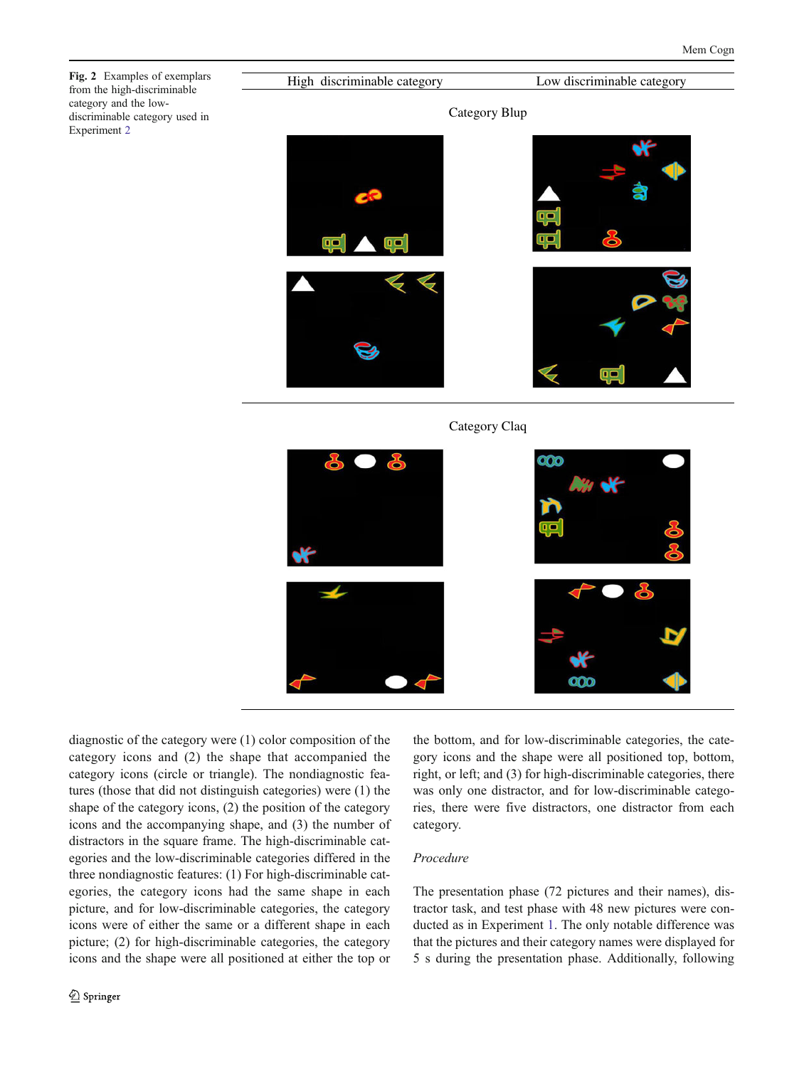**Fig. 2** Examples of exemplars from the high-discriminable category and the low-discriminable category used in Experiment 2

| High discriminable category | Low discriminable category |
| --- | --- |
| Category Blup | |
| Category Claq | |

diagnostic of the category were (1) color composition of the category icons and (2) the shape that accompanied the category icons (circle or triangle). The nondiagnostic features (those that did not distinguish categories) were (1) the shape of the category icons, (2) the position of the category icons and the accompanying shape, and (3) the number of distractors in the square frame. The high-discriminable categories and the low-discriminable categories differed in the three nondiagnostic features: (1) For high-discriminable categories, the category icons had the same shape in each picture, and for low-discriminable categories, the category icons were of either the same or a different shape in each picture; (2) for high-discriminable categories, the category icons and the shape were all positioned at either the top or the bottom, and for low-discriminable categories, the category icons and the shape were all positioned top, bottom, right, or left; and (3) for high-discriminable categories, there was only one distractor, and for low-discriminable categories, there were five distractors, one distractor from each category.

*Procedure*

The presentation phase (72 pictures and their names), distractor task, and test phase with 48 new pictures were conducted as in Experiment 1. The only notable difference was that the pictures and their category names were displayed for 5 s during the presentation phase. Additionally, following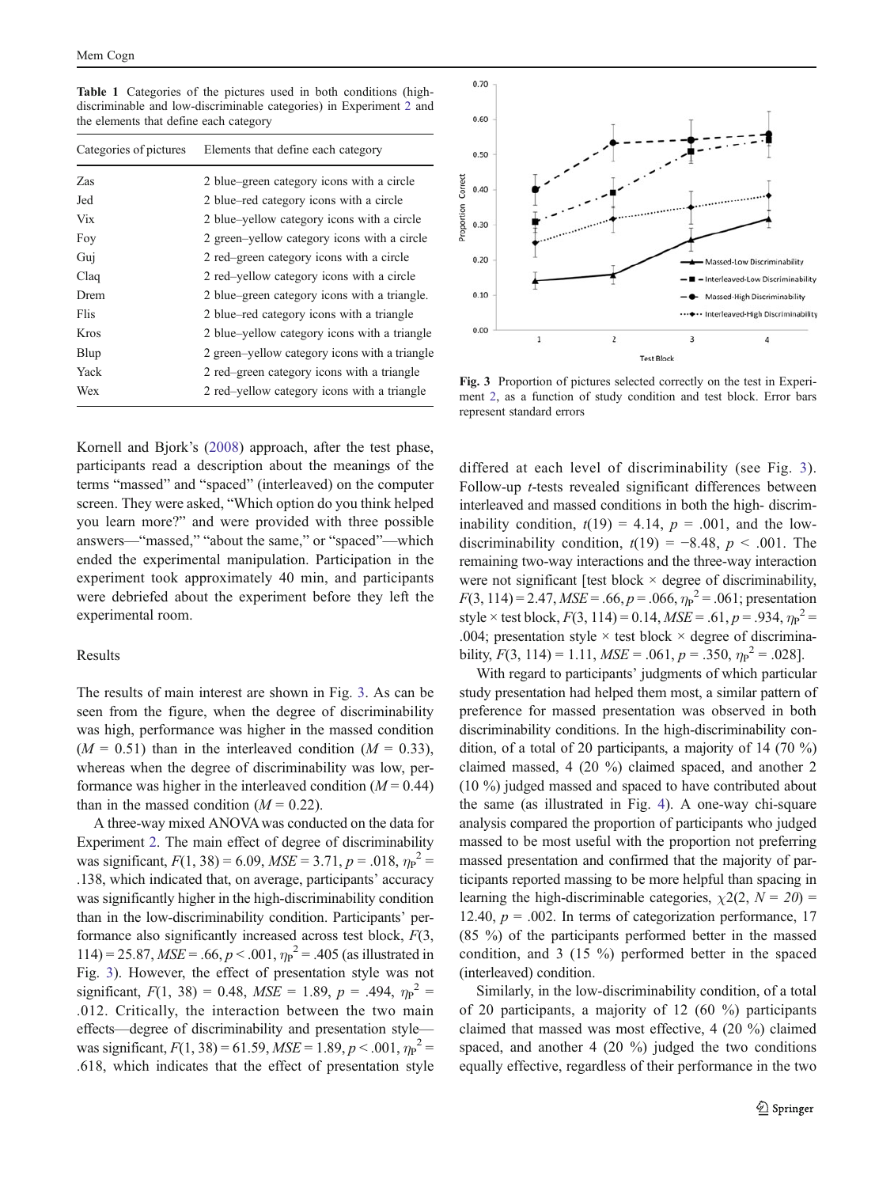**Table 1** Categories of the pictures used in both conditions (high-discriminable and low-discriminable categories) in Experiment 2 and the elements that define each category

| Categories of pictures | Elements that define each category |
|---|---|
| Zas | 2 blue–green category icons with a circle |
| Jed | 2 blue–red category icons with a circle |
| Vix | 2 blue–yellow category icons with a circle |
| Foy | 2 green–yellow category icons with a circle |
| Guj | 2 red–green category icons with a circle |
| Claq | 2 red–yellow category icons with a circle |
| Drem | 2 blue–green category icons with a triangle. |
| Flis | 2 blue–red category icons with a triangle |
| Kros | 2 blue–yellow category icons with a triangle |
| Blup | 2 green–yellow category icons with a triangle |
| Yack | 2 red–green category icons with a triangle |
| Wex | 2 red–yellow category icons with a triangle |

Kornell and Bjork's (2008) approach, after the test phase, participants read a description about the meanings of the terms "massed" and "spaced" (interleaved) on the computer screen. They were asked, "Which option do you think helped you learn more?" and were provided with three possible answers—"massed," "about the same," or "spaced"—which ended the experimental manipulation. Participation in the experiment took approximately 40 min, and participants were debriefed about the experiment before they left the experimental room.

## Results

The results of main interest are shown in Fig. 3. As can be seen from the figure, when the degree of discriminability was high, performance was higher in the massed condition ($M$ = 0.51) than in the interleaved condition ($M$ = 0.33), whereas when the degree of discriminability was low, performance was higher in the interleaved condition ($M$ = 0.44) than in the massed condition ($M$ = 0.22).

A three-way mixed ANOVA was conducted on the data for Experiment 2. The main effect of degree of discriminability was significant, $F(1, 38) = 6.09$, $MSE = 3.71$, $p = .018$, $\eta_P^2 = .138$, which indicated that, on average, participants' accuracy was significantly higher in the high-discriminability condition than in the low-discriminability condition. Participants' performance also significantly increased across test block, $F(3, 114) = 25.87$, $MSE = .66$, $p < .001$, $\eta_P^2 = .405$ (as illustrated in Fig. 3). However, the effect of presentation style was not significant, $F(1, 38) = 0.48$, $MSE = 1.89$, $p = .494$, $\eta_P^2 = .012$. Critically, the interaction between the two main effects—degree of discriminability and presentation style—was significant, $F(1, 38) = 61.59$, $MSE = 1.89$, $p < .001$, $\eta_P^2 = .618$, which indicates that the effect of presentation style

Fig. 3 Proportion of pictures selected correctly on the test in Experiment 2, as a function of study condition and test block. Error bars represent standard errors

differed at each level of discriminability (see Fig. 3). Follow-up $t$-tests revealed significant differences between interleaved and massed conditions in both the high- discriminability condition, $t(19) = 4.14$, $p = .001$, and the low-discriminability condition, $t(19) = -8.48$, $p < .001$. The remaining two-way interactions and the three-way interaction were not significant [test block × degree of discriminability, $F(3, 114) = 2.47$, $MSE = .66$, $p = .066$, $\eta_P^2 = .061$; presentation style × test block, $F(3, 114) = 0.14$, $MSE = .61$, $p = .934$, $\eta_P^2 = .004$; presentation style × test block × degree of discriminability, $F(3, 114) = 1.11$, $MSE = .061$, $p = .350$, $\eta_P^2 = .028$].

With regard to participants' judgments of which particular study presentation had helped them most, a similar pattern of preference for massed presentation was observed in both discriminability conditions. In the high-discriminability condition, of a total of 20 participants, a majority of 14 (70 %) claimed massed, 4 (20 %) claimed spaced, and another 2 (10 %) judged massed and spaced to have contributed about the same (as illustrated in Fig. 4). A one-way chi-square analysis compared the proportion of participants who judged massed to be most useful with the proportion not preferring massed presentation and confirmed that the majority of participants reported massing to be more helpful than spacing in learning the high-discriminable categories, $\chi2(2, N = 20) = 12.40$, $p = .002$. In terms of categorization performance, 17 (85 %) of the participants performed better in the massed condition, and 3 (15 %) performed better in the spaced (interleaved) condition.

Similarly, in the low-discriminability condition, of a total of 20 participants, a majority of 12 (60 %) participants claimed that massed was most effective, 4 (20 %) claimed spaced, and another 4 (20 %) judged the two conditions equally effective, regardless of their performance in the two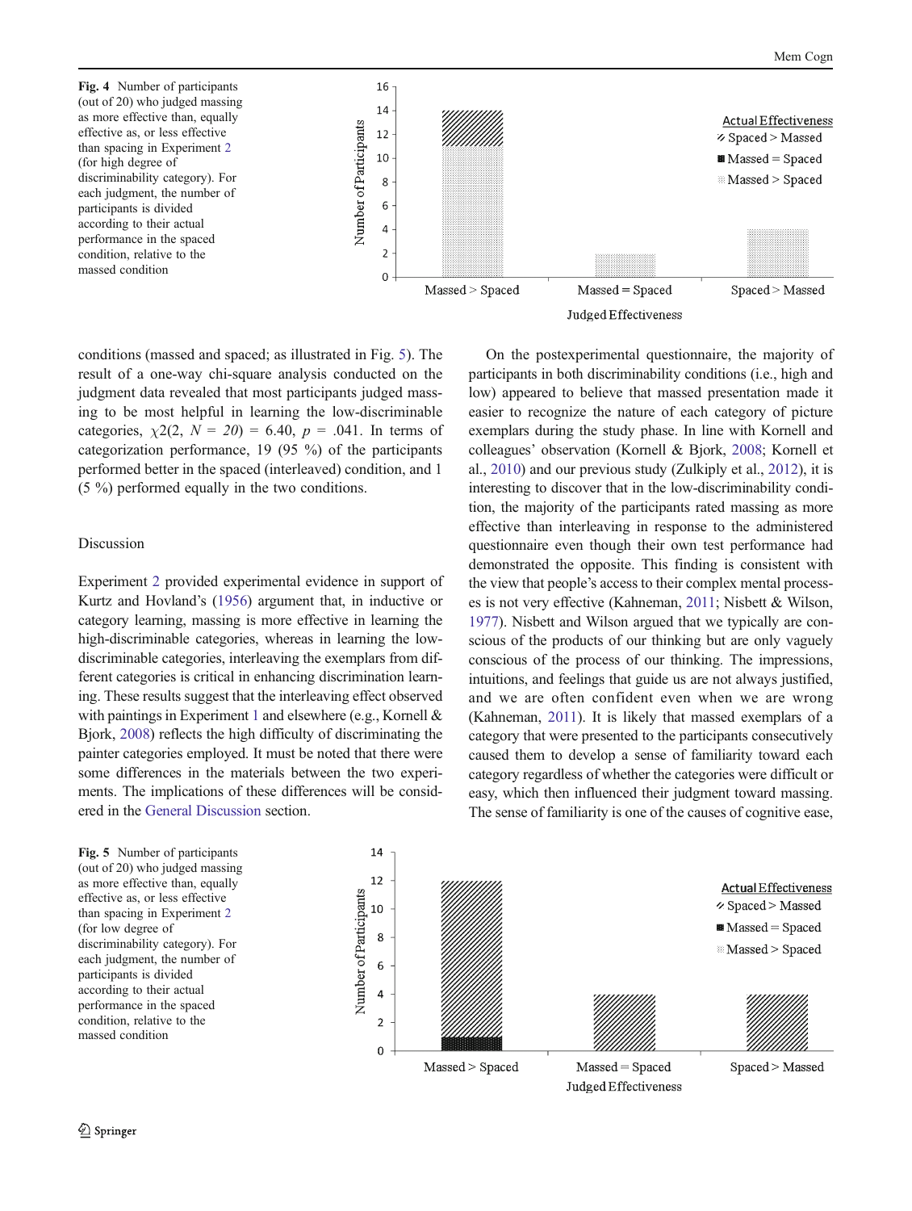Fig. 4 Number of participants (out of 20) who judged massing as more effective than, equally effective as, or less effective than spacing in Experiment 2 (for high degree of discriminability category). For each judgment, the number of participants is divided according to their actual performance in the spaced condition, relative to the massed condition

conditions (massed and spaced; as illustrated in Fig. 5). The result of a one-way chi-square analysis conducted on the judgment data revealed that most participants judged massing to be most helpful in learning the low-discriminable categories, $\chi2(2, N = 20) = 6.40$, $p = .041$. In terms of categorization performance, 19 (95 %) of the participants performed better in the spaced (interleaved) condition, and 1 (5 %) performed equally in the two conditions.

## Discussion

Experiment 2 provided experimental evidence in support of Kurtz and Hovland's (1956) argument that, in inductive or category learning, massing is more effective in learning the high-discriminable categories, whereas in learning the low-discriminable categories, interleaving the exemplars from different categories is critical in enhancing discrimination learning. These results suggest that the interleaving effect observed with paintings in Experiment 1 and elsewhere (e.g., Kornell & Bjork, 2008) reflects the high difficulty of discriminating the painter categories employed. It must be noted that there were some differences in the materials between the two experiments. The implications of these differences will be considered in the General Discussion section.

On the postexperimental questionnaire, the majority of participants in both discriminability conditions (i.e., high and low) appeared to believe that massed presentation made it easier to recognize the nature of each category of picture exemplars during the study phase. In line with Kornell and colleagues' observation (Kornell & Bjork, 2008; Kornell et al., 2010) and our previous study (Zulkiply et al., 2012), it is interesting to discover that in the low-discriminability condition, the majority of the participants rated massing as more effective than interleaving in response to the administered questionnaire even though their own test performance had demonstrated the opposite. This finding is consistent with the view that people's access to their complex mental processes is not very effective (Kahneman, 2011; Nisbett & Wilson, 1977). Nisbett and Wilson argued that we typically are conscious of the products of our thinking but are only vaguely conscious of the process of our thinking. The impressions, intuitions, and feelings that guide us are not always justified, and we are often confident even when we are wrong (Kahneman, 2011). It is likely that massed exemplars of a category that were presented to the participants consecutively caused them to develop a sense of familiarity toward each category regardless of whether the categories were difficult or easy, which then influenced their judgment toward massing. The sense of familiarity is one of the causes of cognitive ease,

Fig. 5 Number of participants (out of 20) who judged massing as more effective than, equally effective as, or less effective than spacing in Experiment 2 (for low degree of discriminability category). For each judgment, the number of participants is divided according to their actual performance in the spaced condition, relative to the massed condition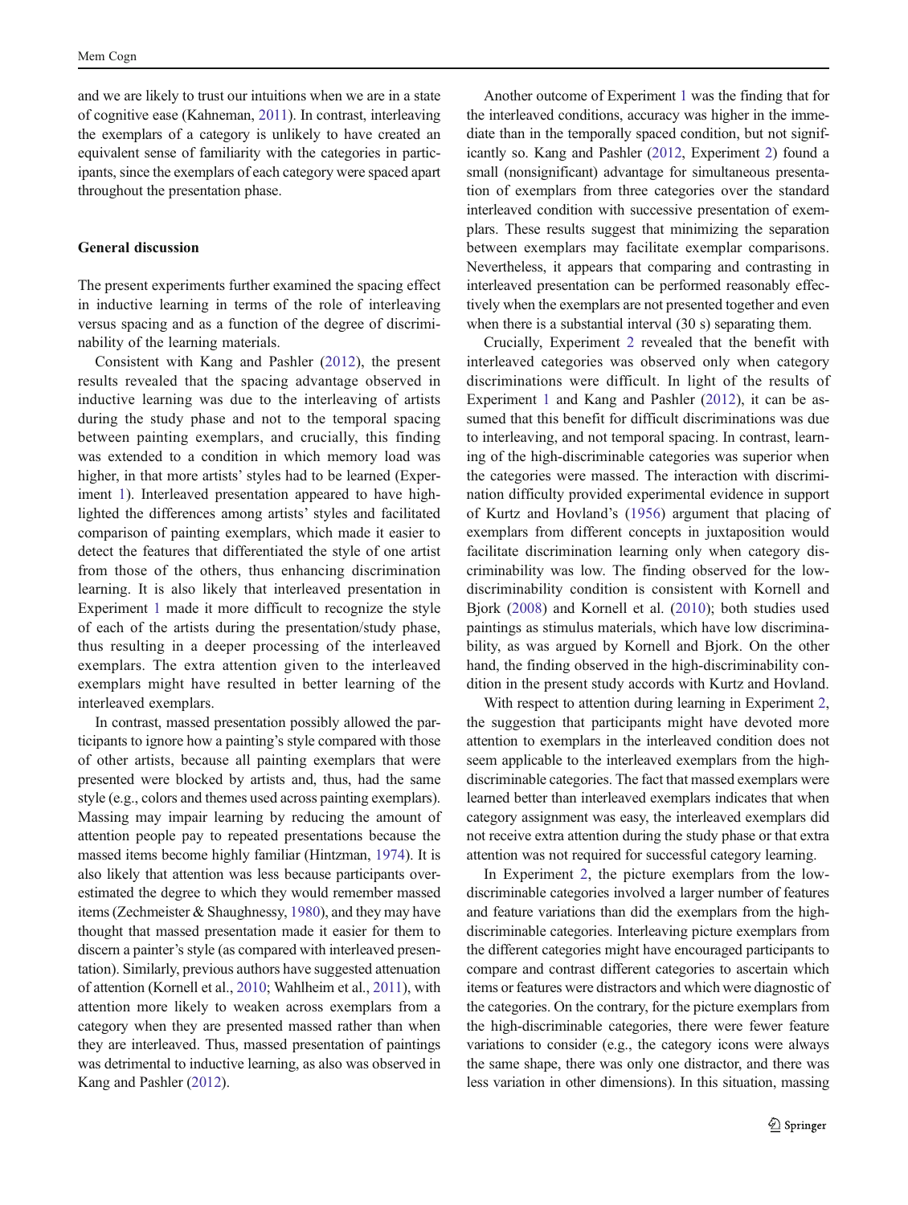and we are likely to trust our intuitions when we are in a state of cognitive ease (Kahneman, 2011). In contrast, interleaving the exemplars of a category is unlikely to have created an equivalent sense of familiarity with the categories in participants, since the exemplars of each category were spaced apart throughout the presentation phase.

## General discussion

The present experiments further examined the spacing effect in inductive learning in terms of the role of interleaving versus spacing and as a function of the degree of discriminability of the learning materials.

Consistent with Kang and Pashler (2012), the present results revealed that the spacing advantage observed in inductive learning was due to the interleaving of artists during the study phase and not to the temporal spacing between painting exemplars, and crucially, this finding was extended to a condition in which memory load was higher, in that more artists' styles had to be learned (Experiment 1). Interleaved presentation appeared to have highlighted the differences among artists' styles and facilitated comparison of painting exemplars, which made it easier to detect the features that differentiated the style of one artist from those of the others, thus enhancing discrimination learning. It is also likely that interleaved presentation in Experiment 1 made it more difficult to recognize the style of each of the artists during the presentation/study phase, thus resulting in a deeper processing of the interleaved exemplars. The extra attention given to the interleaved exemplars might have resulted in better learning of the interleaved exemplars.

In contrast, massed presentation possibly allowed the participants to ignore how a painting's style compared with those of other artists, because all painting exemplars that were presented were blocked by artists and, thus, had the same style (e.g., colors and themes used across painting exemplars). Massing may impair learning by reducing the amount of attention people pay to repeated presentations because the massed items become highly familiar (Hintzman, 1974). It is also likely that attention was less because participants overestimated the degree to which they would remember massed items (Zechmeister & Shaughnessy, 1980), and they may have thought that massed presentation made it easier for them to discern a painter's style (as compared with interleaved presentation). Similarly, previous authors have suggested attenuation of attention (Kornell et al., 2010; Wahlheim et al., 2011), with attention more likely to weaken across exemplars from a category when they are presented massed rather than when they are interleaved. Thus, massed presentation of paintings was detrimental to inductive learning, as also was observed in Kang and Pashler (2012).

Another outcome of Experiment 1 was the finding that for the interleaved conditions, accuracy was higher in the immediate than in the temporally spaced condition, but not significantly so. Kang and Pashler (2012, Experiment 2) found a small (nonsignificant) advantage for simultaneous presentation of exemplars from three categories over the standard interleaved condition with successive presentation of exemplars. These results suggest that minimizing the separation between exemplars may facilitate exemplar comparisons. Nevertheless, it appears that comparing and contrasting in interleaved presentation can be performed reasonably effectively when the exemplars are not presented together and even when there is a substantial interval (30 s) separating them.

Crucially, Experiment 2 revealed that the benefit with interleaved categories was observed only when category discriminations were difficult. In light of the results of Experiment 1 and Kang and Pashler (2012), it can be assumed that this benefit for difficult discriminations was due to interleaving, and not temporal spacing. In contrast, learning of the high-discriminable categories was superior when the categories were massed. The interaction with discrimination difficulty provided experimental evidence in support of Kurtz and Hovland's (1956) argument that placing of exemplars from different concepts in juxtaposition would facilitate discrimination learning only when category discriminability was low. The finding observed for the low-discriminability condition is consistent with Kornell and Bjork (2008) and Kornell et al. (2010); both studies used paintings as stimulus materials, which have low discriminability, as was argued by Kornell and Bjork. On the other hand, the finding observed in the high-discriminability condition in the present study accords with Kurtz and Hovland.

With respect to attention during learning in Experiment 2, the suggestion that participants might have devoted more attention to exemplars in the interleaved condition does not seem applicable to the interleaved exemplars from the high-discriminable categories. The fact that massed exemplars were learned better than interleaved exemplars indicates that when category assignment was easy, the interleaved exemplars did not receive extra attention during the study phase or that extra attention was not required for successful category learning.

In Experiment 2, the picture exemplars from the low-discriminable categories involved a larger number of features and feature variations than did the exemplars from the high-discriminable categories. Interleaving picture exemplars from the different categories might have encouraged participants to compare and contrast different categories to ascertain which items or features were distractors and which were diagnostic of the categories. On the contrary, for the picture exemplars from the high-discriminable categories, there were fewer feature variations to consider (e.g., the category icons were always the same shape, there was only one distractor, and there was less variation in other dimensions). In this situation, massing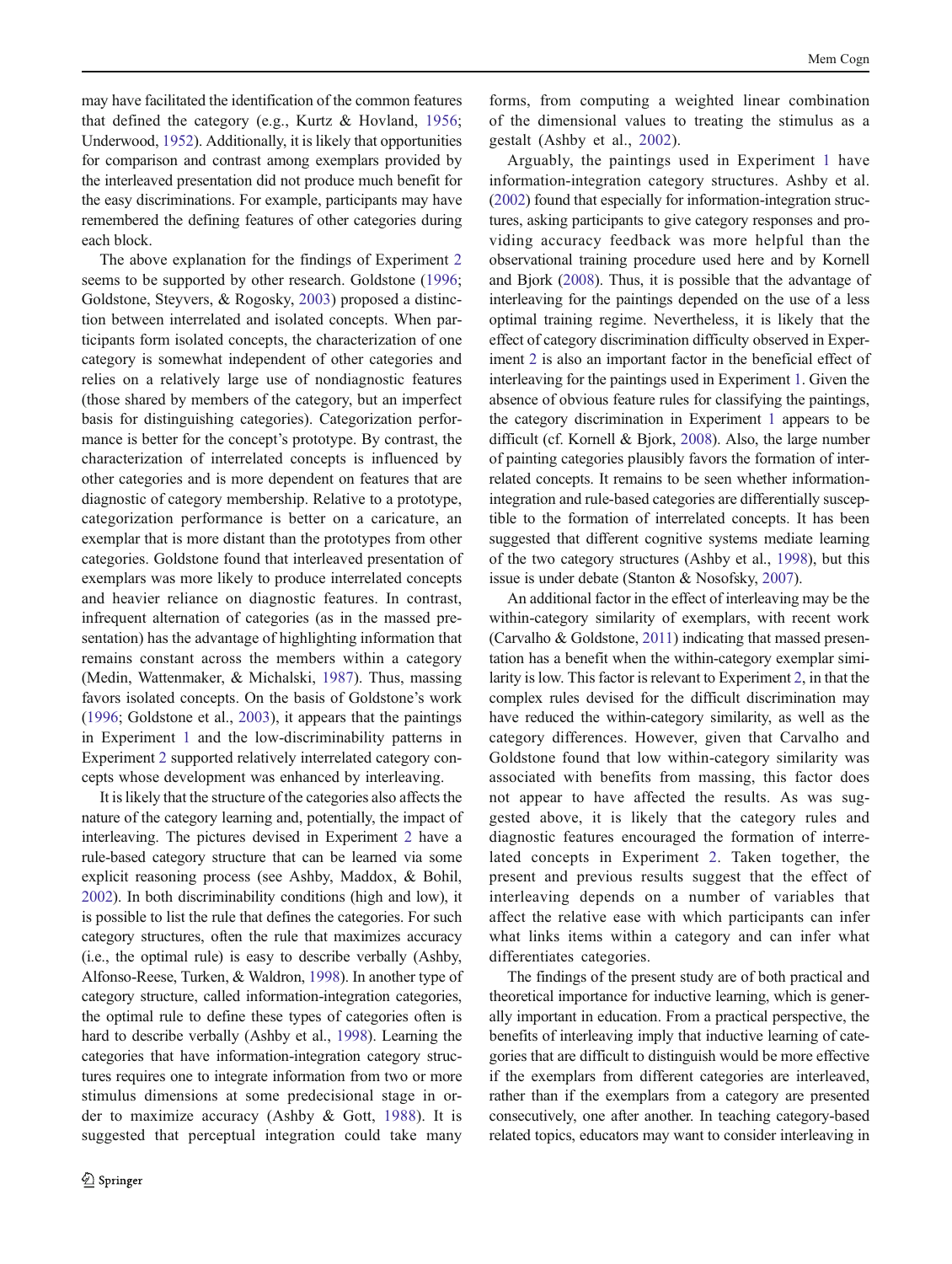may have facilitated the identification of the common features that defined the category (e.g., Kurtz & Hovland, 1956; Underwood, 1952). Additionally, it is likely that opportunities for comparison and contrast among exemplars provided by the interleaved presentation did not produce much benefit for the easy discriminations. For example, participants may have remembered the defining features of other categories during each block.

The above explanation for the findings of Experiment 2 seems to be supported by other research. Goldstone (1996; Goldstone, Steyvers, & Rogosky, 2003) proposed a distinction between interrelated and isolated concepts. When participants form isolated concepts, the characterization of one category is somewhat independent of other categories and relies on a relatively large use of nondiagnostic features (those shared by members of the category, but an imperfect basis for distinguishing categories). Categorization performance is better for the concept's prototype. By contrast, the characterization of interrelated concepts is influenced by other categories and is more dependent on features that are diagnostic of category membership. Relative to a prototype, categorization performance is better on a caricature, an exemplar that is more distant than the prototypes from other categories. Goldstone found that interleaved presentation of exemplars was more likely to produce interrelated concepts and heavier reliance on diagnostic features. In contrast, infrequent alternation of categories (as in the massed presentation) has the advantage of highlighting information that remains constant across the members within a category (Medin, Wattenmaker, & Michalski, 1987). Thus, massing favors isolated concepts. On the basis of Goldstone's work (1996; Goldstone et al., 2003), it appears that the paintings in Experiment 1 and the low-discriminability patterns in Experiment 2 supported relatively interrelated category concepts whose development was enhanced by interleaving.

It is likely that the structure of the categories also affects the nature of the category learning and, potentially, the impact of interleaving. The pictures devised in Experiment 2 have a rule-based category structure that can be learned via some explicit reasoning process (see Ashby, Maddox, & Bohil, 2002). In both discriminability conditions (high and low), it is possible to list the rule that defines the categories. For such category structures, often the rule that maximizes accuracy (i.e., the optimal rule) is easy to describe verbally (Ashby, Alfonso-Reese, Turken, & Waldron, 1998). In another type of category structure, called information-integration categories, the optimal rule to define these types of categories often is hard to describe verbally (Ashby et al., 1998). Learning the categories that have information-integration category structures requires one to integrate information from two or more stimulus dimensions at some predecisional stage in order to maximize accuracy (Ashby & Gott, 1988). It is suggested that perceptual integration could take many forms, from computing a weighted linear combination of the dimensional values to treating the stimulus as a gestalt (Ashby et al., 2002).

Arguably, the paintings used in Experiment 1 have information-integration category structures. Ashby et al. (2002) found that especially for information-integration structures, asking participants to give category responses and providing accuracy feedback was more helpful than the observational training procedure used here and by Kornell and Bjork (2008). Thus, it is possible that the advantage of interleaving for the paintings depended on the use of a less optimal training regime. Nevertheless, it is likely that the effect of category discrimination difficulty observed in Experiment 2 is also an important factor in the beneficial effect of interleaving for the paintings used in Experiment 1. Given the absence of obvious feature rules for classifying the paintings, the category discrimination in Experiment 1 appears to be difficult (cf. Kornell & Bjork, 2008). Also, the large number of painting categories plausibly favors the formation of interrelated concepts. It remains to be seen whether information-integration and rule-based categories are differentially susceptible to the formation of interrelated concepts. It has been suggested that different cognitive systems mediate learning of the two category structures (Ashby et al., 1998), but this issue is under debate (Stanton & Nosofsky, 2007).

An additional factor in the effect of interleaving may be the within-category similarity of exemplars, with recent work (Carvalho & Goldstone, 2011) indicating that massed presentation has a benefit when the within-category exemplar similarity is low. This factor is relevant to Experiment 2, in that the complex rules devised for the difficult discrimination may have reduced the within-category similarity, as well as the category differences. However, given that Carvalho and Goldstone found that low within-category similarity was associated with benefits from massing, this factor does not appear to have affected the results. As was suggested above, it is likely that the category rules and diagnostic features encouraged the formation of interrelated concepts in Experiment 2. Taken together, the present and previous results suggest that the effect of interleaving depends on a number of variables that affect the relative ease with which participants can infer what links items within a category and can infer what differentiates categories.

The findings of the present study are of both practical and theoretical importance for inductive learning, which is generally important in education. From a practical perspective, the benefits of interleaving imply that inductive learning of categories that are difficult to distinguish would be more effective if the exemplars from different categories are interleaved, rather than if the exemplars from a category are presented consecutively, one after another. In teaching category-based related topics, educators may want to consider interleaving in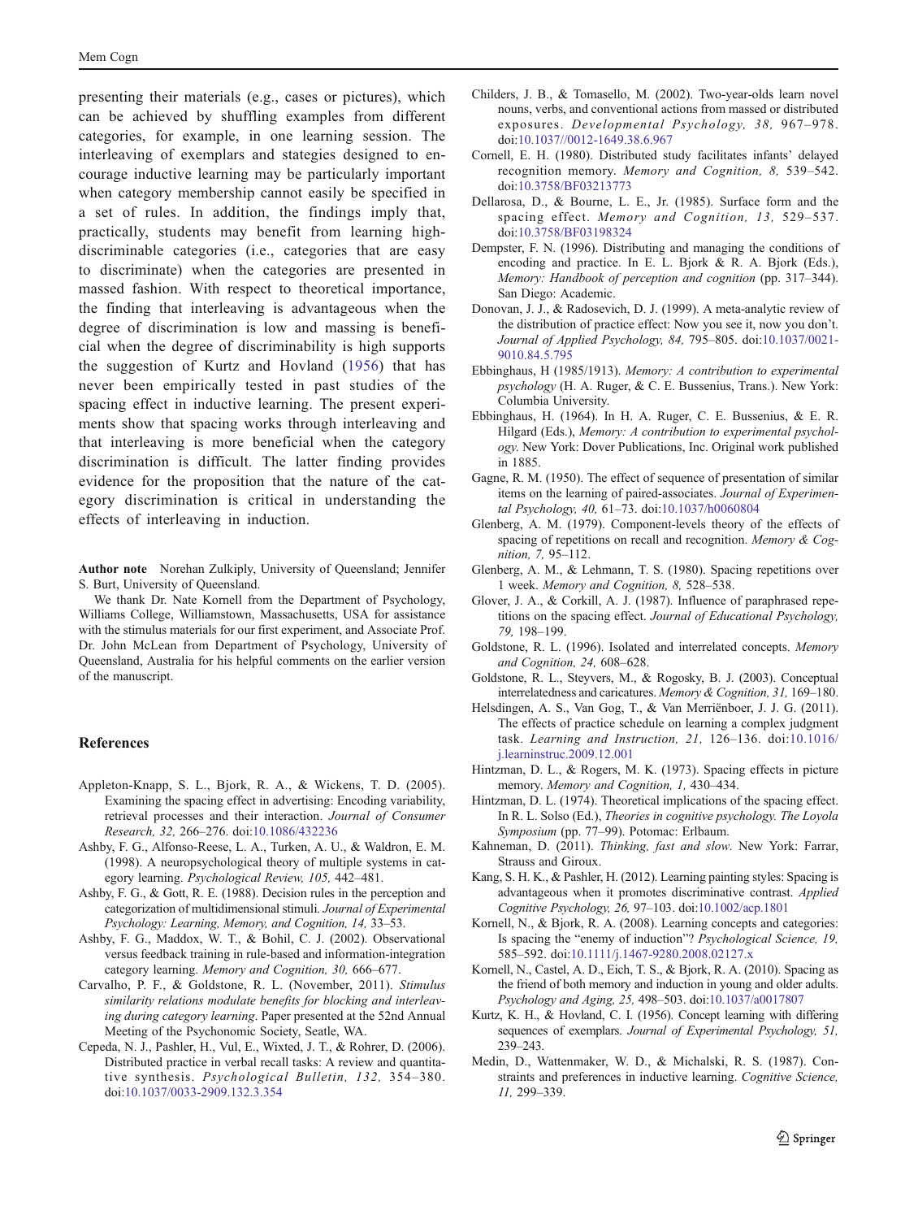presenting their materials (e.g., cases or pictures), which can be achieved by shuffling examples from different categories, for example, in one learning session. The interleaving of exemplars and stategies designed to encourage inductive learning may be particularly important when category membership cannot easily be specified in a set of rules. In addition, the findings imply that, practically, students may benefit from learning high-discriminable categories (i.e., categories that are easy to discriminate) when the categories are presented in massed fashion. With respect to theoretical importance, the finding that interleaving is advantageous when the degree of discrimination is low and massing is beneficial when the degree of discriminability is high supports the suggestion of Kurtz and Hovland (1956) that has never been empirically tested in past studies of the spacing effect in inductive learning. The present experiments show that spacing works through interleaving and that interleaving is more beneficial when the category discrimination is difficult. The latter finding provides evidence for the proposition that the nature of the category discrimination is critical in understanding the effects of interleaving in induction.

**Author note** Norehan Zulkiply, University of Queensland; Jennifer S. Burt, University of Queensland.

We thank Dr. Nate Kornell from the Department of Psychology, Williams College, Williamstown, Massachusetts, USA for assistance with the stimulus materials for our first experiment, and Associate Prof. Dr. John McLean from Department of Psychology, University of Queensland, Australia for his helpful comments on the earlier version of the manuscript.

## References

Appleton-Knapp, S. L., Bjork, R. A., & Wickens, T. D. (2005). Examining the spacing effect in advertising: Encoding variability, retrieval processes and their interaction. *Journal of Consumer Research, 32,* 266–276. doi:10.1086/432236

Ashby, F. G., Alfonso-Reese, L. A., Turken, A. U., & Waldron, E. M. (1998). A neuropsychological theory of multiple systems in category learning. *Psychological Review, 105,* 442–481.

Ashby, F. G., & Gott, R. E. (1988). Decision rules in the perception and categorization of multidimensional stimuli. *Journal of Experimental Psychology: Learning, Memory, and Cognition, 14,* 33–53.

Ashby, F. G., Maddox, W. T., & Bohil, C. J. (2002). Observational versus feedback training in rule-based and information-integration category learning. *Memory and Cognition, 30,* 666–677.

Carvalho, P. F., & Goldstone, R. L. (November, 2011). *Stimulus similarity relations modulate benefits for blocking and interleaving during category learning*. Paper presented at the 52nd Annual Meeting of the Psychonomic Society, Seatle, WA.

Cepeda, N. J., Pashler, H., Vul, E., Wixted, J. T., & Rohrer, D. (2006). Distributed practice in verbal recall tasks: A review and quantitative synthesis. *Psychological Bulletin, 132,* 354–380. doi:10.1037/0033-2909.132.3.354

Childers, J. B., & Tomasello, M. (2002). Two-year-olds learn novel nouns, verbs, and conventional actions from massed or distributed exposures. *Developmental Psychology, 38,* 967–978. doi:10.1037//0012-1649.38.6.967

Cornell, E. H. (1980). Distributed study facilitates infants' delayed recognition memory. *Memory and Cognition, 8,* 539–542. doi:10.3758/BF03213773

Dellarosa, D., & Bourne, L. E., Jr. (1985). Surface form and the spacing effect. *Memory and Cognition, 13,* 529–537. doi:10.3758/BF03198324

Dempster, F. N. (1996). Distributing and managing the conditions of encoding and practice. In E. L. Bjork & R. A. Bjork (Eds.), *Memory: Handbook of perception and cognition* (pp. 317–344). San Diego: Academic.

Donovan, J. J., & Radosevich, D. J. (1999). A meta-analytic review of the distribution of practice effect: Now you see it, now you don't. *Journal of Applied Psychology, 84,* 795–805. doi:10.1037/0021-9010.84.5.795

Ebbinghaus, H (1985/1913). *Memory: A contribution to experimental psychology* (H. A. Ruger, & C. E. Bussenius, Trans.). New York: Columbia University.

Ebbinghaus, H. (1964). In H. A. Ruger, C. E. Bussenius, & E. R. Hilgard (Eds.), *Memory: A contribution to experimental psychology*. New York: Dover Publications, Inc. Original work published in 1885.

Gagne, R. M. (1950). The effect of sequence of presentation of similar items on the learning of paired-associates. *Journal of Experimental Psychology, 40,* 61–73. doi:10.1037/h0060804

Glenberg, A. M. (1979). Component-levels theory of the effects of spacing of repetitions on recall and recognition. *Memory & Cognition, 7,* 95–112.

Glenberg, A. M., & Lehmann, T. S. (1980). Spacing repetitions over 1 week. *Memory and Cognition, 8,* 528–538.

Glover, J. A., & Corkill, A. J. (1987). Influence of paraphrased repetitions on the spacing effect. *Journal of Educational Psychology, 79,* 198–199.

Goldstone, R. L. (1996). Isolated and interrelated concepts. *Memory and Cognition, 24,* 608–628.

Goldstone, R. L., Steyvers, M., & Rogosky, B. J. (2003). Conceptual interrelatedness and caricatures. *Memory & Cognition, 31,* 169–180.

Helsdingen, A. S., Van Gog, T., & Van Merriënboer, J. J. G. (2011). The effects of practice schedule on learning a complex judgment task. *Learning and Instruction, 21,* 126–136. doi:10.1016/j.learninstruc.2009.12.001

Hintzman, D. L., & Rogers, M. K. (1973). Spacing effects in picture memory. *Memory and Cognition, 1,* 430–434.

Hintzman, D. L. (1974). Theoretical implications of the spacing effect. In R. L. Solso (Ed.), *Theories in cognitive psychology. The Loyola Symposium* (pp. 77–99). Potomac: Erlbaum.

Kahneman, D. (2011). *Thinking, fast and slow*. New York: Farrar, Strauss and Giroux.

Kang, S. H. K., & Pashler, H. (2012). Learning painting styles: Spacing is advantageous when it promotes discriminative contrast. *Applied Cognitive Psychology, 26,* 97–103. doi:10.1002/acp.1801

Kornell, N., & Bjork, R. A. (2008). Learning concepts and categories: Is spacing the "enemy of induction"? *Psychological Science, 19,* 585–592. doi:10.1111/j.1467-9280.2008.02127.x

Kornell, N., Castel, A. D., Eich, T. S., & Bjork, R. A. (2010). Spacing as the friend of both memory and induction in young and older adults. *Psychology and Aging, 25,* 498–503. doi:10.1037/a0017807

Kurtz, K. H., & Hovland, C. I. (1956). Concept learning with differing sequences of exemplars. *Journal of Experimental Psychology, 51,* 239–243.

Medin, D., Wattenmaker, W. D., & Michalski, R. S. (1987). Constraints and preferences in inductive learning. *Cognitive Science, 11,* 299–339.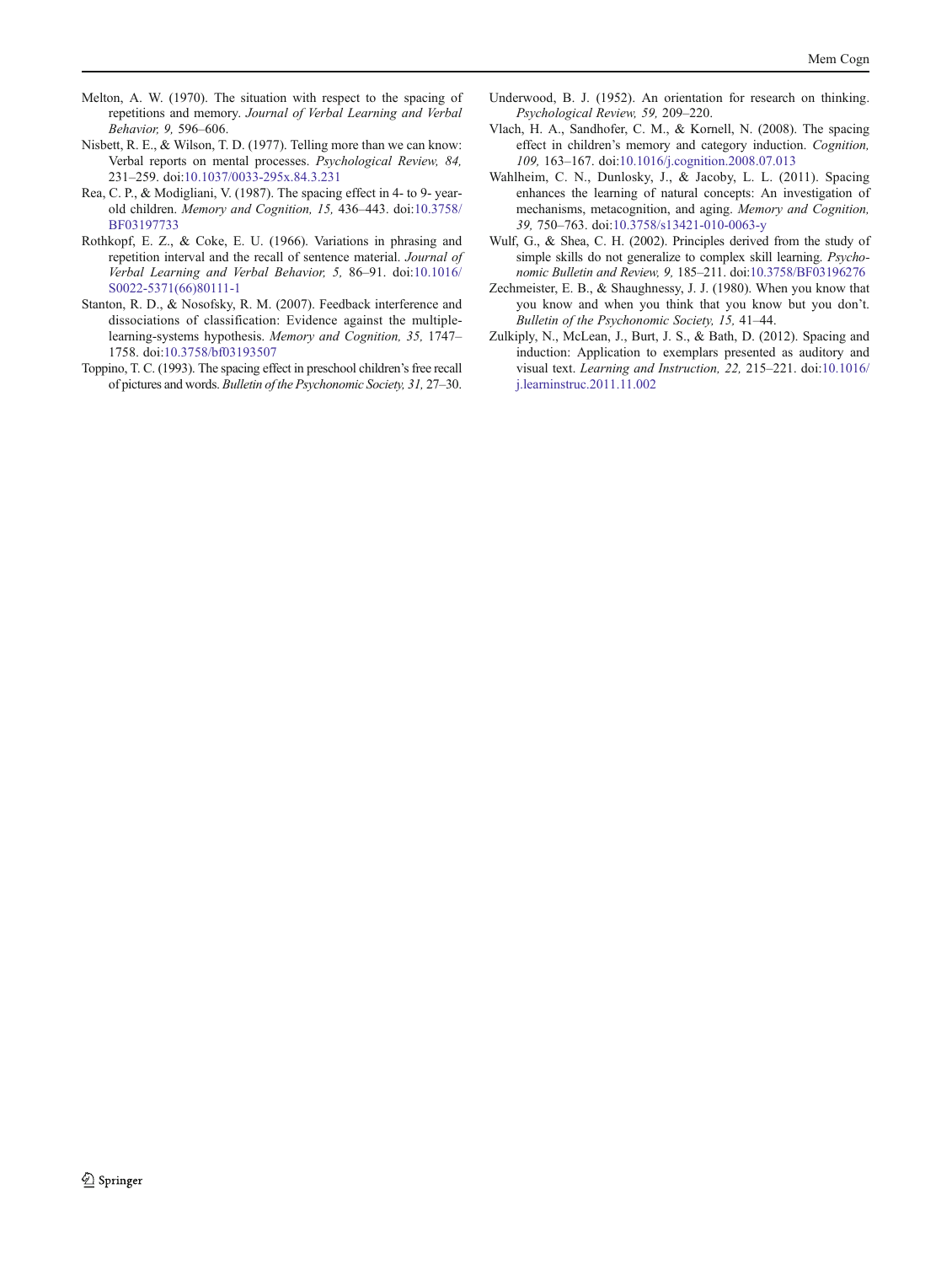Melton, A. W. (1970). The situation with respect to the spacing of repetitions and memory. *Journal of Verbal Learning and Verbal Behavior, 9,* 596–606.

Nisbett, R. E., & Wilson, T. D. (1977). Telling more than we can know: Verbal reports on mental processes. *Psychological Review, 84,* 231–259. doi:10.1037/0033-295x.84.3.231

Rea, C. P., & Modigliani, V. (1987). The spacing effect in 4- to 9- year-old children. *Memory and Cognition, 15,* 436–443. doi:10.3758/BF03197733

Rothkopf, E. Z., & Coke, E. U. (1966). Variations in phrasing and repetition interval and the recall of sentence material. *Journal of Verbal Learning and Verbal Behavior, 5,* 86–91. doi:10.1016/S0022-5371(66)80111-1

Stanton, R. D., & Nosofsky, R. M. (2007). Feedback interference and dissociations of classification: Evidence against the multiple-learning-systems hypothesis. *Memory and Cognition, 35,* 1747–1758. doi:10.3758/bf03193507

Toppino, T. C. (1993). The spacing effect in preschool children's free recall of pictures and words. *Bulletin of the Psychonomic Society, 31,* 27–30.

Underwood, B. J. (1952). An orientation for research on thinking. *Psychological Review, 59,* 209–220.

Vlach, H. A., Sandhofer, C. M., & Kornell, N. (2008). The spacing effect in children's memory and category induction. *Cognition, 109,* 163–167. doi:10.1016/j.cognition.2008.07.013

Wahlheim, C. N., Dunlosky, J., & Jacoby, L. L. (2011). Spacing enhances the learning of natural concepts: An investigation of mechanisms, metacognition, and aging. *Memory and Cognition, 39,* 750–763. doi:10.3758/s13421-010-0063-y

Wulf, G., & Shea, C. H. (2002). Principles derived from the study of simple skills do not generalize to complex skill learning. *Psychonomic Bulletin and Review, 9,* 185–211. doi:10.3758/BF03196276

Zechmeister, E. B., & Shaughnessy, J. J. (1980). When you know that you know and when you think that you know but you don't. *Bulletin of the Psychonomic Society, 15,* 41–44.

Zulkiply, N., McLean, J., Burt, J. S., & Bath, D. (2012). Spacing and induction: Application to exemplars presented as auditory and visual text. *Learning and Instruction, 22,* 215–221. doi:10.1016/j.learninstruc.2011.11.002